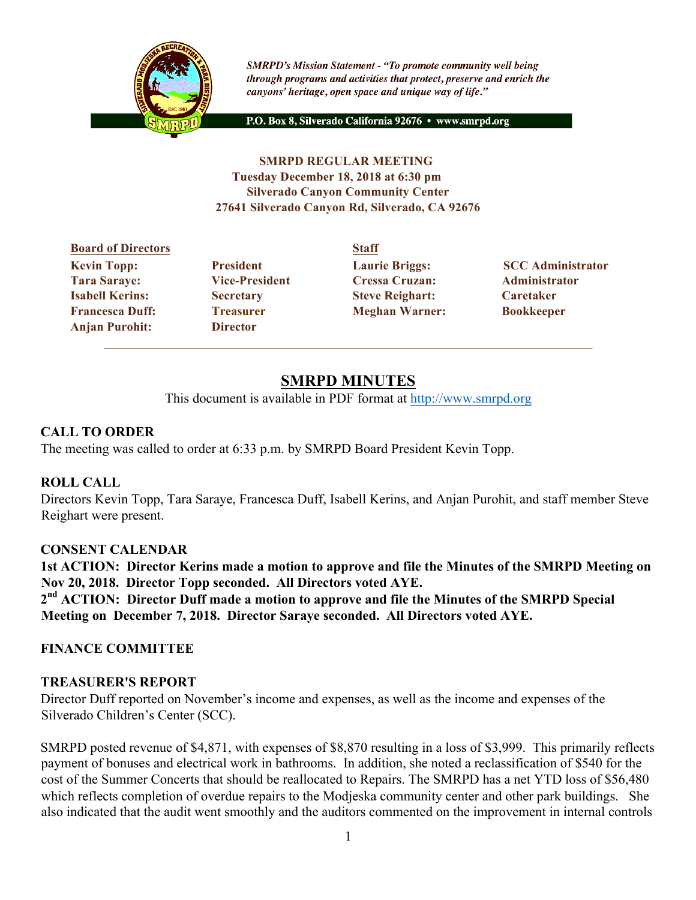*SMRPD's Mission Statement - "To promote community well being through programs and activities that protect, preserve and enrich the canyons' heritage, open space and unique way of life."*

P.O. Box 8, Silverado California 92676 • www.smrpd.org

**SMRPD REGULAR MEETING**
**Tuesday December 18, 2018 at 6:30 pm**
**Silverado Canyon Community Center**
**27641 Silverado Canyon Rd, Silverado, CA 92676**

| **Board of Directors** | | **Staff** | |
|---|---|---|---|
| **Kevin Topp:** | **President** | **Laurie Briggs:** | **SCC Administrator** |
| **Tara Saraye:** | **Vice-President** | **Cressa Cruzan:** | **Administrator** |
| **Isabell Kerins:** | **Secretary** | **Steve Reighart:** | **Caretaker** |
| **Francesca Duff:** | **Treasurer** | **Meghan Warner:** | **Bookkeeper** |
| **Anjan Purohit:** | **Director** | | |

# SMRPD MINUTES

This document is available in PDF format at http://www.smrpd.org

## CALL TO ORDER

The meeting was called to order at 6:33 p.m. by SMRPD Board President Kevin Topp.

## ROLL CALL

Directors Kevin Topp, Tara Saraye, Francesca Duff, Isabell Kerins, and Anjan Purohit, and staff member Steve Reighart were present.

## CONSENT CALENDAR

**1st ACTION: Director Kerins made a motion to approve and file the Minutes of the SMRPD Meeting on Nov 20, 2018. Director Topp seconded. All Directors voted AYE.**

**2nd ACTION: Director Duff made a motion to approve and file the Minutes of the SMRPD Special Meeting on December 7, 2018. Director Saraye seconded. All Directors voted AYE.**

## FINANCE COMMITTEE

## TREASURER'S REPORT

Director Duff reported on November's income and expenses, as well as the income and expenses of the Silverado Children's Center (SCC).

SMRPD posted revenue of $4,871, with expenses of $8,870 resulting in a loss of $3,999. This primarily reflects payment of bonuses and electrical work in bathrooms. In addition, she noted a reclassification of $540 for the cost of the Summer Concerts that should be reallocated to Repairs. The SMRPD has a net YTD loss of $56,480 which reflects completion of overdue repairs to the Modjeska community center and other park buildings. She also indicated that the audit went smoothly and the auditors commented on the improvement in internal controls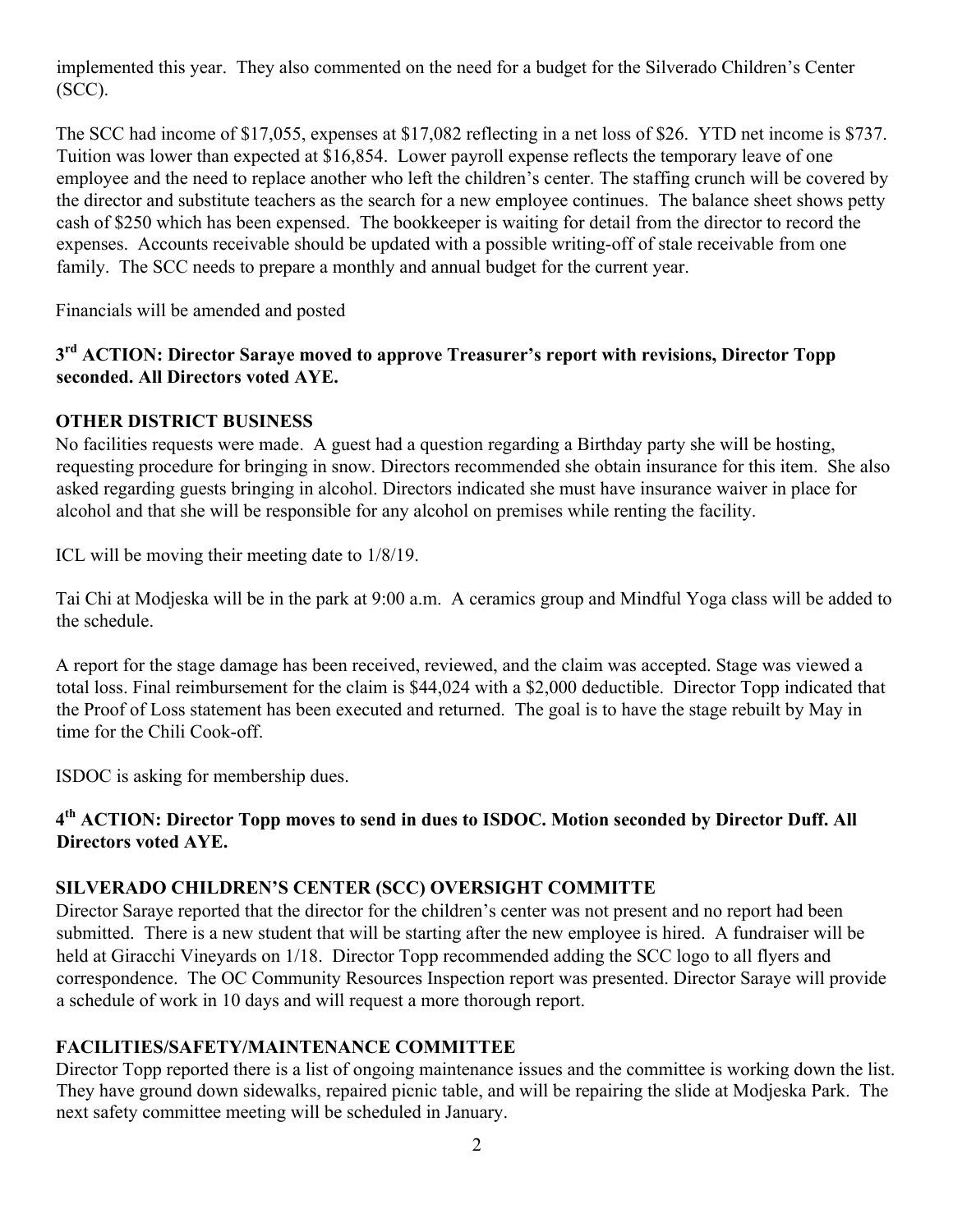implemented this year. They also commented on the need for a budget for the Silverado Children's Center (SCC).

The SCC had income of $17,055, expenses at $17,082 reflecting in a net loss of $26. YTD net income is $737. Tuition was lower than expected at $16,854. Lower payroll expense reflects the temporary leave of one employee and the need to replace another who left the children's center. The staffing crunch will be covered by the director and substitute teachers as the search for a new employee continues. The balance sheet shows petty cash of $250 which has been expensed. The bookkeeper is waiting for detail from the director to record the expenses. Accounts receivable should be updated with a possible writing-off of stale receivable from one family. The SCC needs to prepare a monthly and annual budget for the current year.

Financials will be amended and posted

**3rd ACTION: Director Saraye moved to approve Treasurer's report with revisions, Director Topp seconded. All Directors voted AYE.**

## OTHER DISTRICT BUSINESS

No facilities requests were made. A guest had a question regarding a Birthday party she will be hosting, requesting procedure for bringing in snow. Directors recommended she obtain insurance for this item. She also asked regarding guests bringing in alcohol. Directors indicated she must have insurance waiver in place for alcohol and that she will be responsible for any alcohol on premises while renting the facility.

ICL will be moving their meeting date to 1/8/19.

Tai Chi at Modjeska will be in the park at 9:00 a.m. A ceramics group and Mindful Yoga class will be added to the schedule.

A report for the stage damage has been received, reviewed, and the claim was accepted. Stage was viewed a total loss. Final reimbursement for the claim is $44,024 with a $2,000 deductible. Director Topp indicated that the Proof of Loss statement has been executed and returned. The goal is to have the stage rebuilt by May in time for the Chili Cook-off.

ISDOC is asking for membership dues.

**4th ACTION: Director Topp moves to send in dues to ISDOC. Motion seconded by Director Duff. All Directors voted AYE.**

## SILVERADO CHILDREN'S CENTER (SCC) OVERSIGHT COMMITTE

Director Saraye reported that the director for the children's center was not present and no report had been submitted. There is a new student that will be starting after the new employee is hired. A fundraiser will be held at Giracchi Vineyards on 1/18. Director Topp recommended adding the SCC logo to all flyers and correspondence. The OC Community Resources Inspection report was presented. Director Saraye will provide a schedule of work in 10 days and will request a more thorough report.

## FACILITIES/SAFETY/MAINTENANCE COMMITTEE

Director Topp reported there is a list of ongoing maintenance issues and the committee is working down the list. They have ground down sidewalks, repaired picnic table, and will be repairing the slide at Modjeska Park. The next safety committee meeting will be scheduled in January.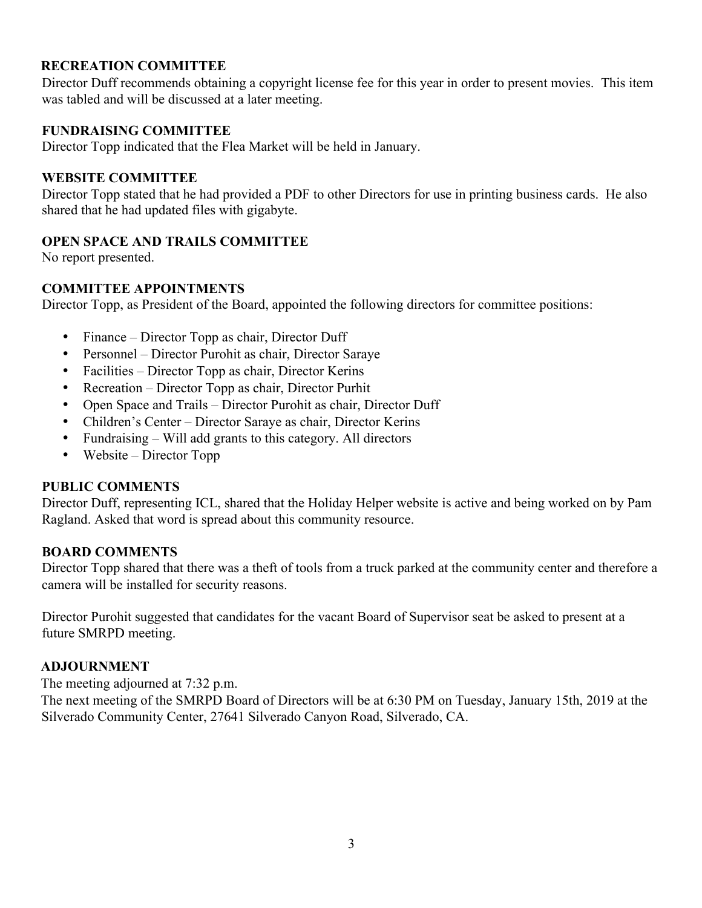### RECREATION COMMITTEE

Director Duff recommends obtaining a copyright license fee for this year in order to present movies. This item was tabled and will be discussed at a later meeting.

### FUNDRAISING COMMITTEE

Director Topp indicated that the Flea Market will be held in January.

### WEBSITE COMMITTEE

Director Topp stated that he had provided a PDF to other Directors for use in printing business cards. He also shared that he had updated files with gigabyte.

### OPEN SPACE AND TRAILS COMMITTEE

No report presented.

### COMMITTEE APPOINTMENTS

Director Topp, as President of the Board, appointed the following directors for committee positions:

- Finance – Director Topp as chair, Director Duff
- Personnel – Director Purohit as chair, Director Saraye
- Facilities – Director Topp as chair, Director Kerins
- Recreation – Director Topp as chair, Director Purhit
- Open Space and Trails – Director Purohit as chair, Director Duff
- Children's Center – Director Saraye as chair, Director Kerins
- Fundraising – Will add grants to this category. All directors
- Website – Director Topp

### PUBLIC COMMENTS

Director Duff, representing ICL, shared that the Holiday Helper website is active and being worked on by Pam Ragland. Asked that word is spread about this community resource.

### BOARD COMMENTS

Director Topp shared that there was a theft of tools from a truck parked at the community center and therefore a camera will be installed for security reasons.

Director Purohit suggested that candidates for the vacant Board of Supervisor seat be asked to present at a future SMRPD meeting.

### ADJOURNMENT

The meeting adjourned at 7:32 p.m.

The next meeting of the SMRPD Board of Directors will be at 6:30 PM on Tuesday, January 15th, 2019 at the Silverado Community Center, 27641 Silverado Canyon Road, Silverado, CA.